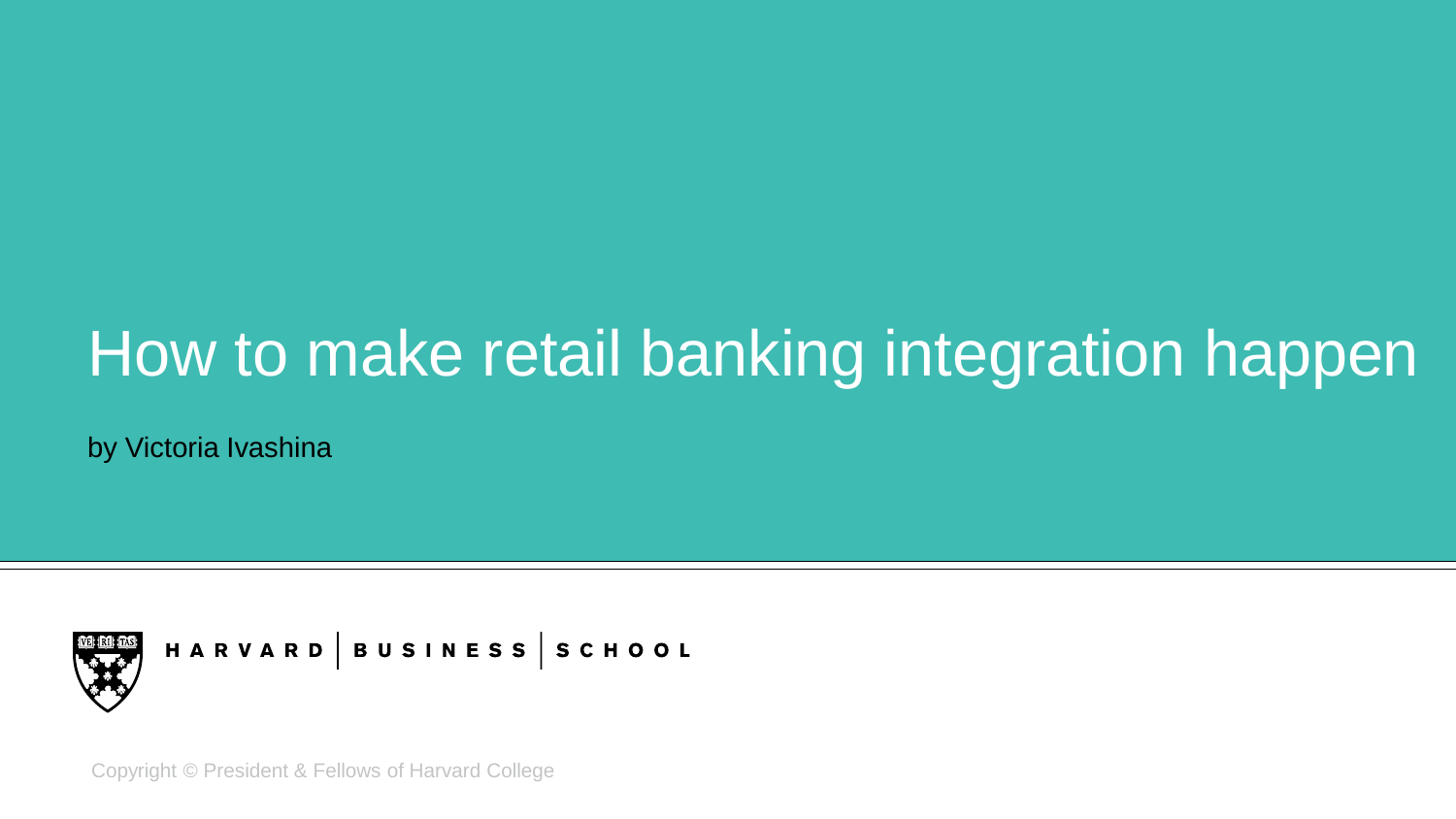# How to make retail banking integration happen

by Victoria Ivashina

HARVARD | BUSINESS | SCHOOL

Copyright © President & Fellows of Harvard College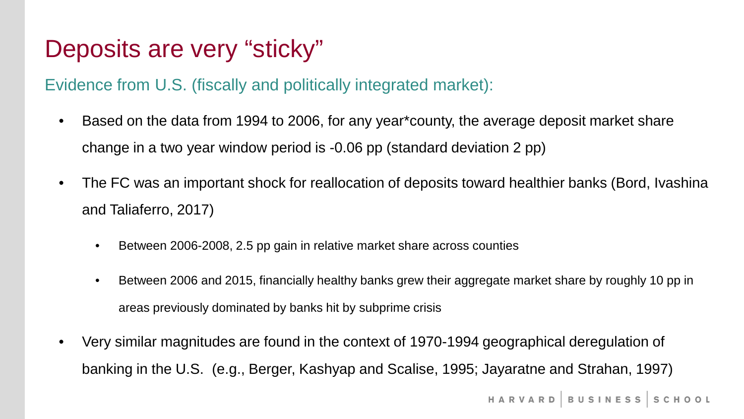# Deposits are very "sticky"

## Evidence from U.S. (fiscally and politically integrated market):

- Based on the data from 1994 to 2006, for any year*county, the average deposit market share change in a two year window period is -0.06 pp (standard deviation 2 pp)
- The FC was an important shock for reallocation of deposits toward healthier banks (Bord, Ivashina and Taliaferro, 2017)
  - Between 2006-2008, 2.5 pp gain in relative market share across counties
  - Between 2006 and 2015, financially healthy banks grew their aggregate market share by roughly 10 pp in areas previously dominated by banks hit by subprime crisis
- Very similar magnitudes are found in the context of 1970-1994 geographical deregulation of banking in the U.S. (e.g., Berger, Kashyap and Scalise, 1995; Jayaratne and Strahan, 1997)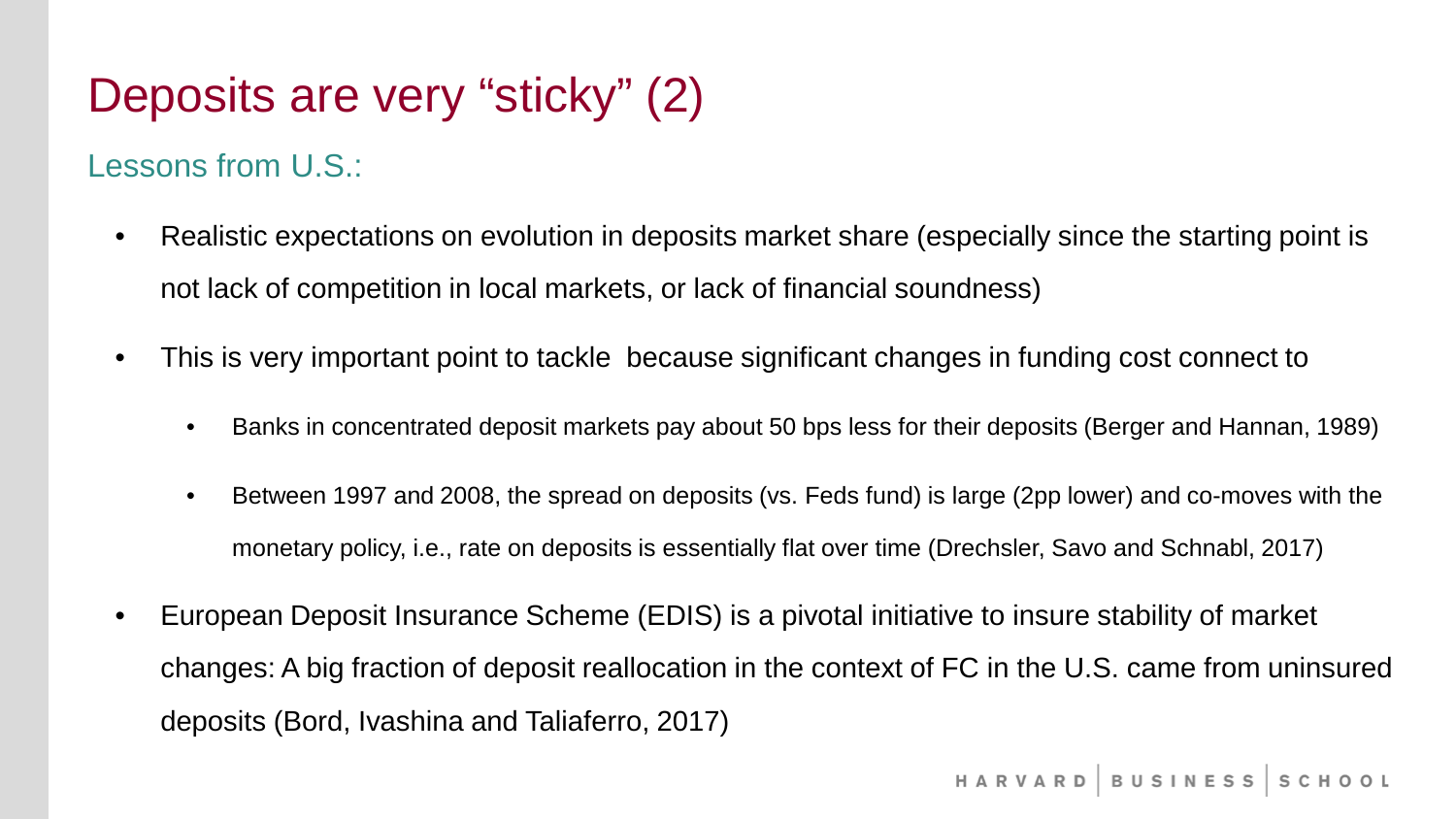# Deposits are very “sticky” (2)

## Lessons from U.S.:

- Realistic expectations on evolution in deposits market share (especially since the starting point is not lack of competition in local markets, or lack of financial soundness)
- This is very important point to tackle  because significant changes in funding cost connect to
  - Banks in concentrated deposit markets pay about 50 bps less for their deposits (Berger and Hannan, 1989)
  - Between 1997 and 2008, the spread on deposits (vs. Feds fund) is large (2pp lower) and co-moves with the monetary policy, i.e., rate on deposits is essentially flat over time (Drechsler, Savo and Schnabl, 2017)
- European Deposit Insurance Scheme (EDIS) is a pivotal initiative to insure stability of market changes: A big fraction of deposit reallocation in the context of FC in the U.S. came from uninsured deposits (Bord, Ivashina and Taliaferro, 2017)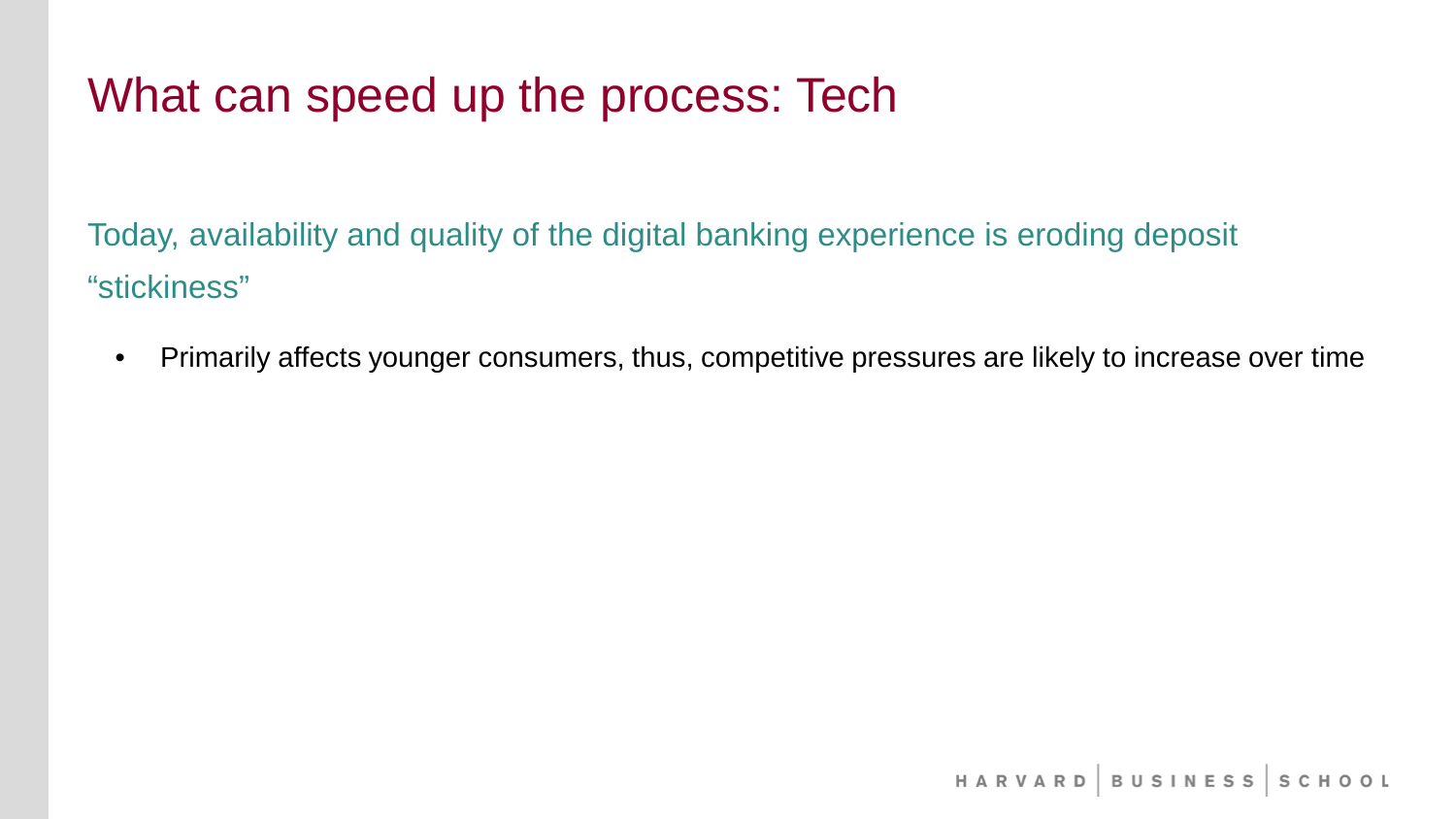# What can speed up the process: Tech

Today, availability and quality of the digital banking experience is eroding deposit "stickiness"

- Primarily affects younger consumers, thus, competitive pressures are likely to increase over time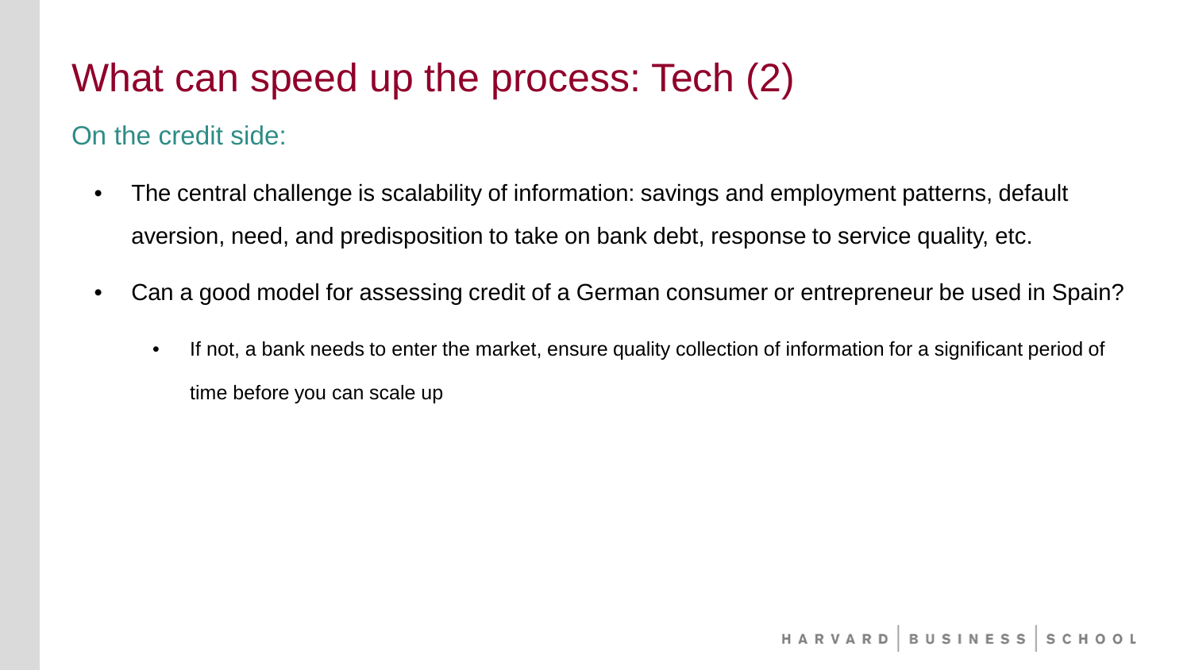# What can speed up the process: Tech (2)

## On the credit side:

- The central challenge is scalability of information: savings and employment patterns, default aversion, need, and predisposition to take on bank debt, response to service quality, etc.
- Can a good model for assessing credit of a German consumer or entrepreneur be used in Spain?
  - If not, a bank needs to enter the market, ensure quality collection of information for a significant period of time before you can scale up